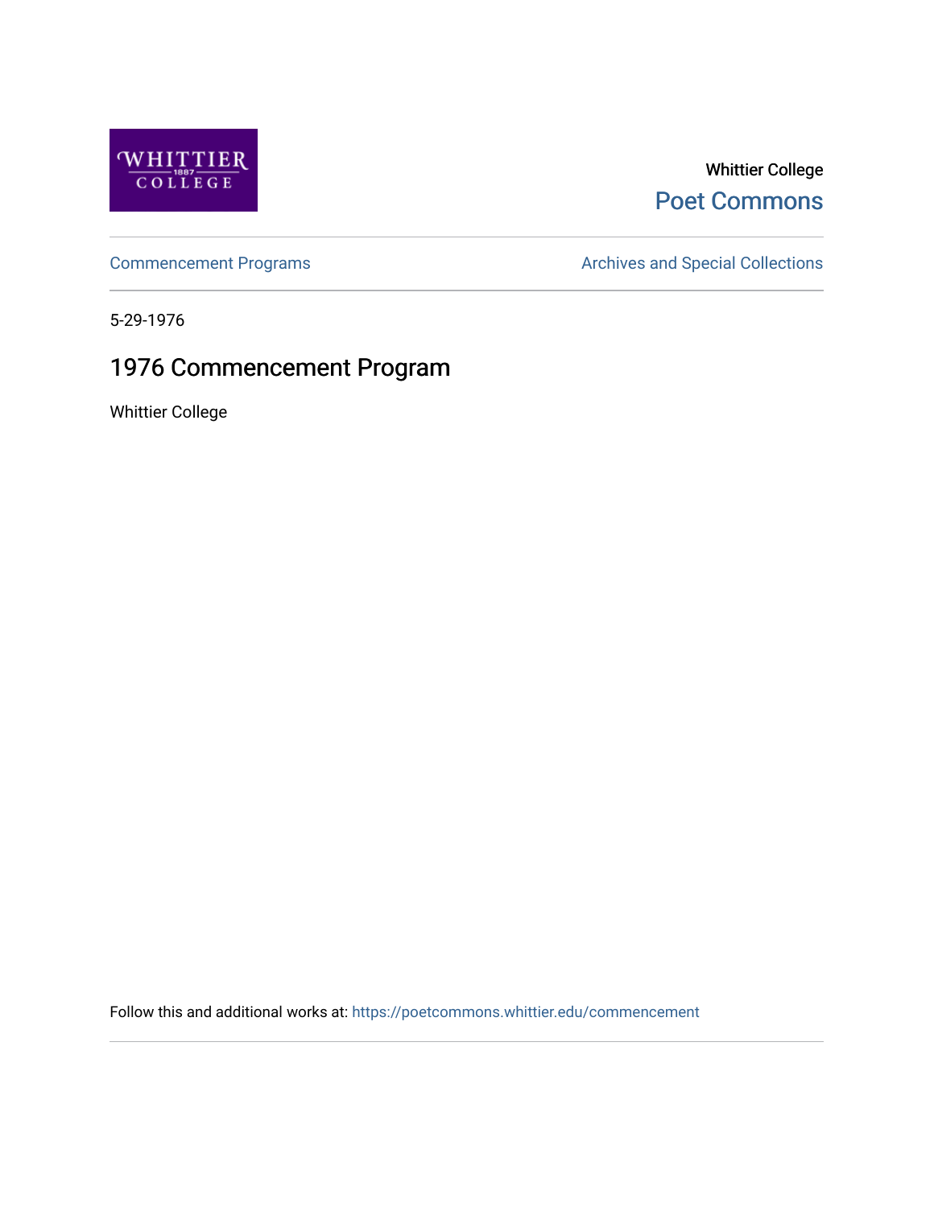Whittier College

Poet Commons

Commencement Programs

Archives and Special Collections

5-29-1976

# 1976 Commencement Program

Whittier College

Follow this and additional works at: https://poetcommons.whittier.edu/commencement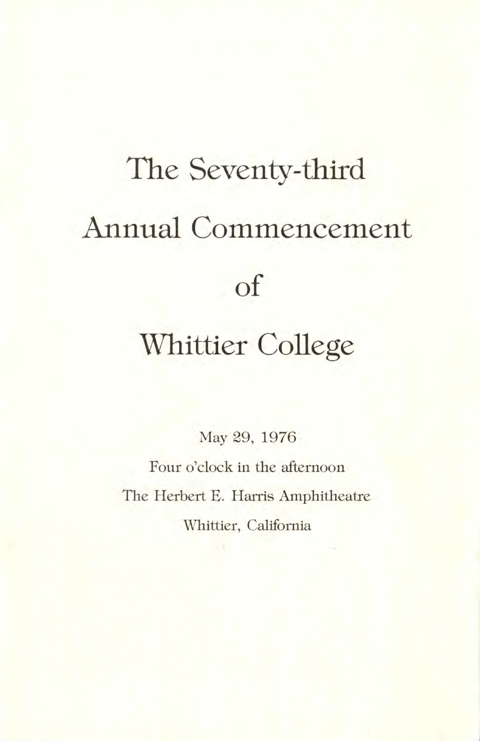# The Seventy-third Annual Commencement of Whittier College

May 29, 1976

Four o'clock in the afternoon

The Herbert E. Harris Amphitheatre

Whittier, California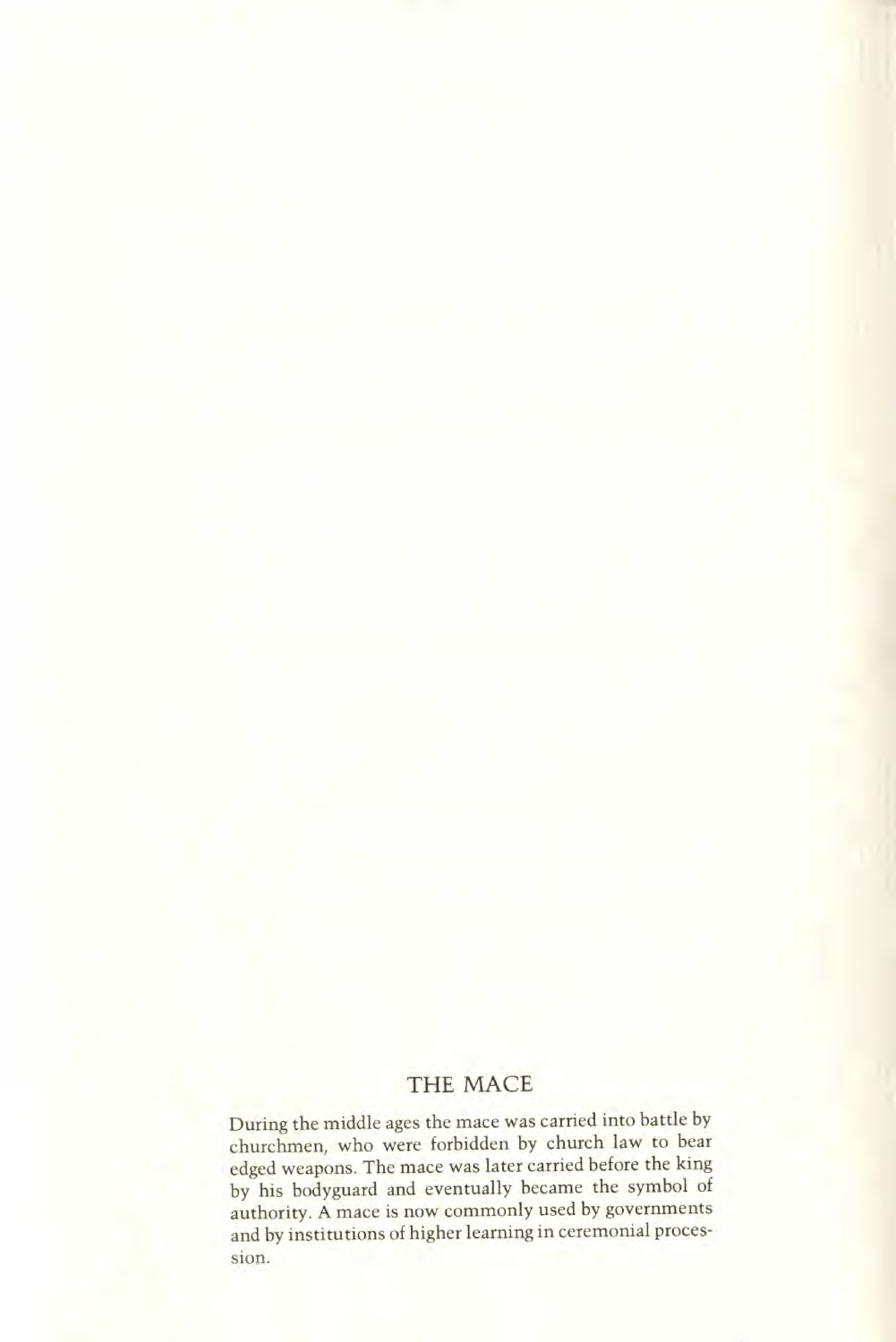## THE MACE

During the middle ages the mace was carried into battle by churchmen, who were forbidden by church law to bear edged weapons. The mace was later carried before the king by his bodyguard and eventually became the symbol of authority. A mace is now commonly used by governments and by institutions of higher learning in ceremonial procession.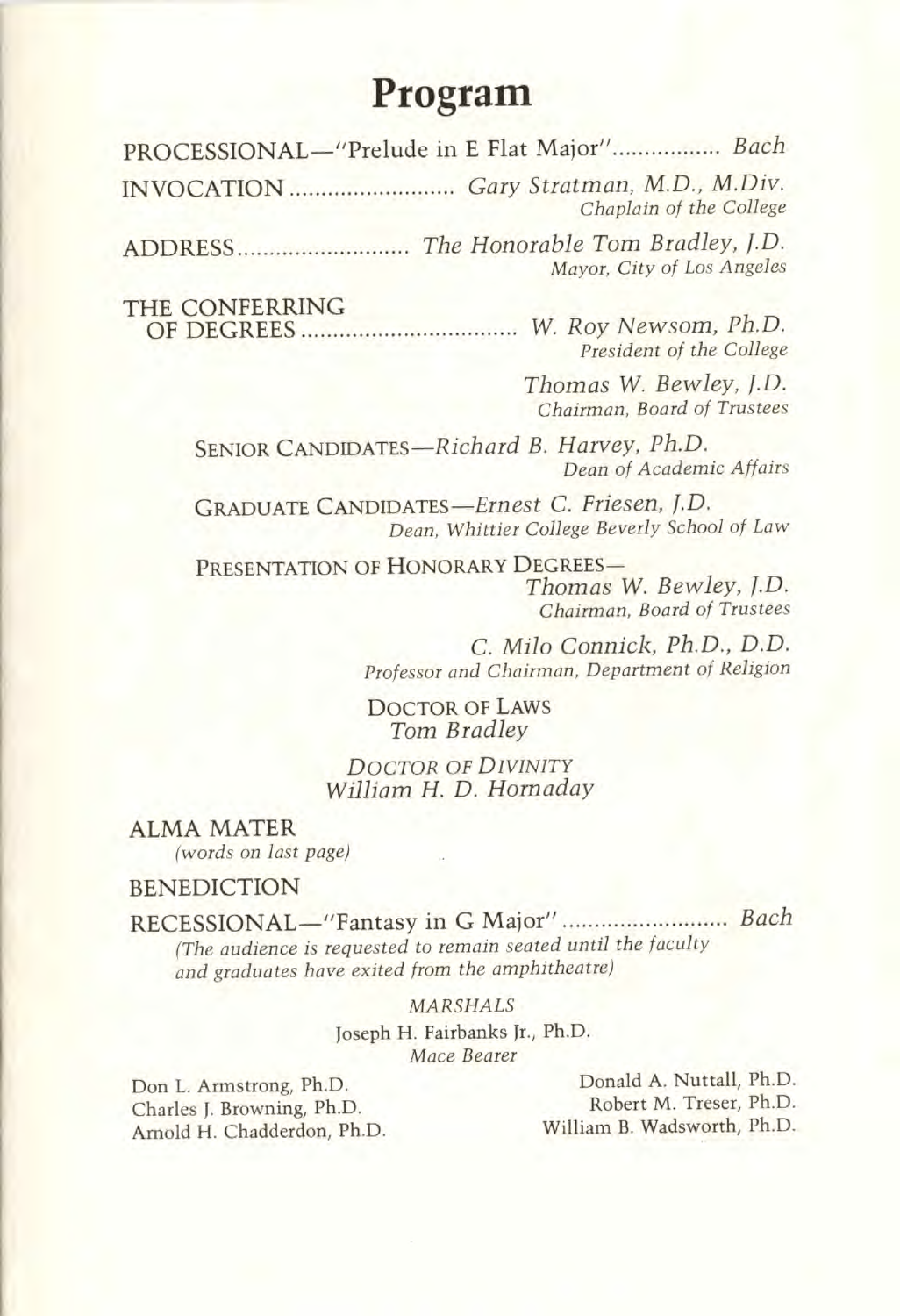# Program

PROCESSIONAL—"Prelude in E Flat Major" ................. *Bach*

INVOCATION .......................... *Gary Stratman, M.D., M.Div.*
*Chaplain of the College*

ADDRESS ........................... *The Honorable Tom Bradley, J.D.*
*Mayor, City of Los Angeles*

THE CONFERRING OF DEGREES .................................. *W. Roy Newsom, Ph.D.*
*President of the College*

*Thomas W. Bewley, J.D.*
*Chairman, Board of Trustees*

SENIOR CANDIDATES—*Richard B. Harvey, Ph.D.*
*Dean of Academic Affairs*

GRADUATE CANDIDATES—*Ernest C. Friesen, J.D.*
*Dean, Whittier College Beverly School of Law*

PRESENTATION OF HONORARY DEGREES—
*Thomas W. Bewley, J.D.*
*Chairman, Board of Trustees*

*C. Milo Connick, Ph.D., D.D.*
*Professor and Chairman, Department of Religion*

DOCTOR OF LAWS
*Tom Bradley*

*DOCTOR OF DIVINITY*
*William H. D. Hornaday*

ALMA MATER
*(words on last page)*

BENEDICTION

RECESSIONAL—"Fantasy in G Major" .......................... *Bach*
*(The audience is requested to remain seated until the faculty and graduates have exited from the amphitheatre)*

*MARSHALS*

Joseph H. Fairbanks Jr., Ph.D.
*Mace Bearer*

Don L. Armstrong, Ph.D.
Charles J. Browning, Ph.D.
Arnold H. Chadderdon, Ph.D.
Donald A. Nuttall, Ph.D.
Robert M. Treser, Ph.D.
William B. Wadsworth, Ph.D.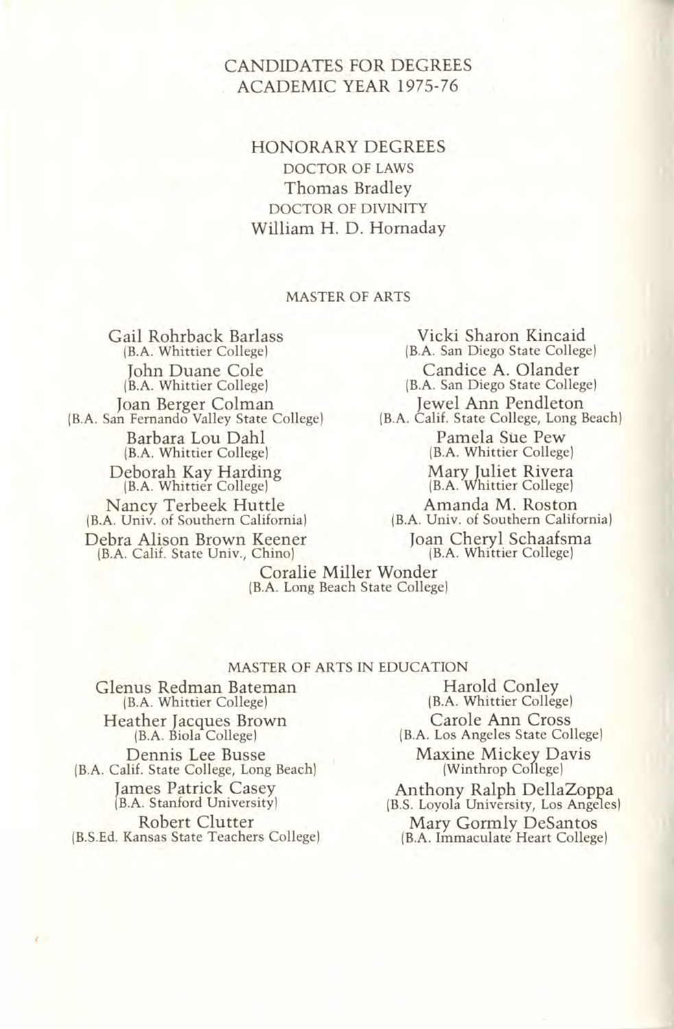# CANDIDATES FOR DEGREES
## ACADEMIC YEAR 1975-76

## HONORARY DEGREES

DOCTOR OF LAWS
Thomas Bradley

DOCTOR OF DIVINITY
William H. D. Hornaday

### MASTER OF ARTS

Gail Rohrback Barlass
(B.A. Whittier College)

John Duane Cole
(B.A. Whittier College)

Joan Berger Colman
(B.A. San Fernando Valley State College)

Barbara Lou Dahl
(B.A. Whittier College)

Deborah Kay Harding
(B.A. Whittier College)

Nancy Terbeek Huttle
(B.A. Univ. of Southern California)

Debra Alison Brown Keener
(B.A. Calif. State Univ., Chino)

Vicki Sharon Kincaid
(B.A. San Diego State College)

Candice A. Olander
(B.A. San Diego State College)

Jewel Ann Pendleton
(B.A. Calif. State College, Long Beach)

Pamela Sue Pew
(B.A. Whittier College)

Mary Juliet Rivera
(B.A. Whittier College)

Amanda M. Roston
(B.A. Univ. of Southern California)

Joan Cheryl Schaafsma
(B.A. Whittier College)

Coralie Miller Wonder
(B.A. Long Beach State College)

### MASTER OF ARTS IN EDUCATION

Glenus Redman Bateman
(B.A. Whittier College)

Heather Jacques Brown
(B.A. Biola College)

Dennis Lee Busse
(B.A. Calif. State College, Long Beach)

James Patrick Casey
(B.A. Stanford University)

Robert Clutter
(B.S.Ed. Kansas State Teachers College)

Harold Conley
(B.A. Whittier College)

Carole Ann Cross
(B.A. Los Angeles State College)

Maxine Mickey Davis
(Winthrop College)

Anthony Ralph DellaZoppa
(B.S. Loyola University, Los Angeles)

Mary Gormly DeSantos
(B.A. Immaculate Heart College)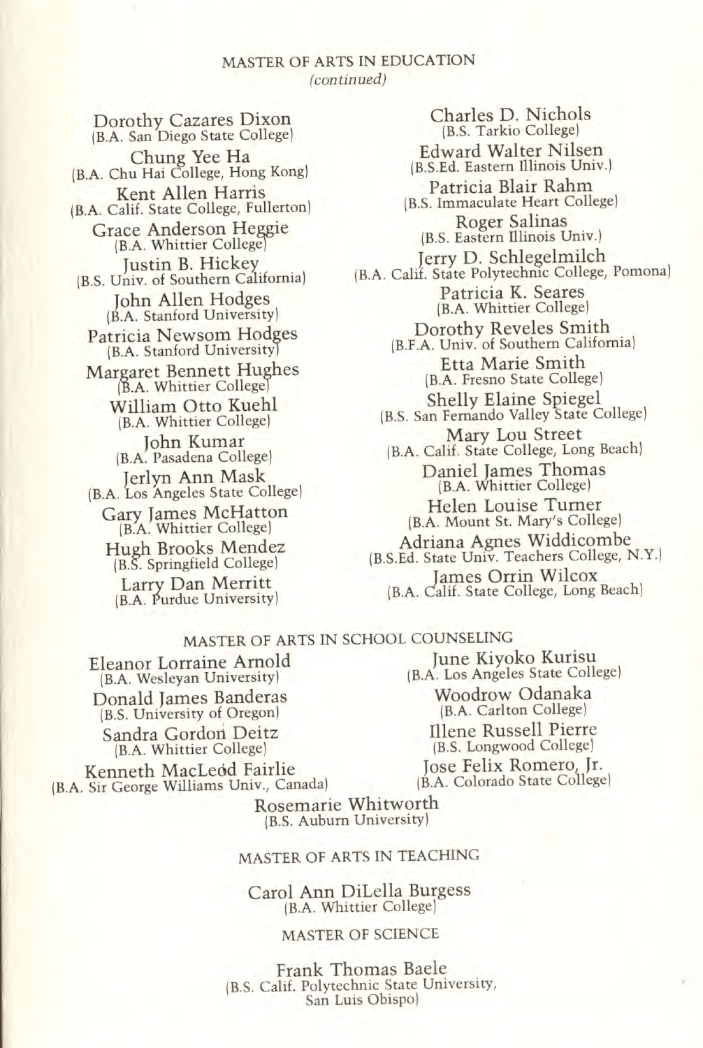## MASTER OF ARTS IN EDUCATION
*(continued)*

Dorothy Cazares Dixon
(B.A. San Diego State College)

Chung Yee Ha
(B.A. Chu Hai College, Hong Kong)

Kent Allen Harris
(B.A. Calif. State College, Fullerton)

Grace Anderson Heggie
(B.A. Whittier College)

Justin B. Hickey
(B.S. Univ. of Southern California)

John Allen Hodges
(B.A. Stanford University)

Patricia Newsom Hodges
(B.A. Stanford University)

Margaret Bennett Hughes
(B.A. Whittier College)

William Otto Kuehl
(B.A. Whittier College)

John Kumar
(B.A. Pasadena College)

Jerlyn Ann Mask
(B.A. Los Angeles State College)

Gary James McHatton
(B.A. Whittier College)

Hugh Brooks Mendez
(B.S. Springfield College)

Larry Dan Merritt
(B.A. Purdue University)

Charles D. Nichols
(B.S. Tarkio College)

Edward Walter Nilsen
(B.S.Ed. Eastern Illinois Univ.)

Patricia Blair Rahm
(B.S. Immaculate Heart College)

Roger Salinas
(B.S. Eastern Illinois Univ.)

Jerry D. Schlegelmilch
(B.A. Calif. State Polytechnic College, Pomona)

Patricia K. Seares
(B.A. Whittier College)

Dorothy Reveles Smith
(B.F.A. Univ. of Southern California)

Etta Marie Smith
(B.A. Fresno State College)

Shelly Elaine Spiegel
(B.S. San Fernando Valley State College)

Mary Lou Street
(B.A. Calif. State College, Long Beach)

Daniel James Thomas
(B.A. Whittier College)

Helen Louise Turner
(B.A. Mount St. Mary's College)

Adriana Agnes Widdicombe
(B.S.Ed. State Univ. Teachers College, N.Y.)

James Orrin Wilcox
(B.A. Calif. State College, Long Beach)

## MASTER OF ARTS IN SCHOOL COUNSELING

Eleanor Lorraine Arnold
(B.A. Wesleyan University)

Donald James Banderas
(B.S. University of Oregon)

Sandra Gordon Deitz
(B.A. Whittier College)

Kenneth MacLeod Fairlie
(B.A. Sir George Williams Univ., Canada)

June Kiyoko Kurisu
(B.A. Los Angeles State College)

Woodrow Odanaka
(B.A. Carlton College)

Illene Russell Pierre
(B.S. Longwood College)

Jose Felix Romero, Jr.
(B.A. Colorado State College)

Rosemarie Whitworth
(B.S. Auburn University)

## MASTER OF ARTS IN TEACHING

Carol Ann DiLella Burgess
(B.A. Whittier College)

## MASTER OF SCIENCE

Frank Thomas Baele
(B.S. Calif. Polytechnic State University, San Luis Obispo)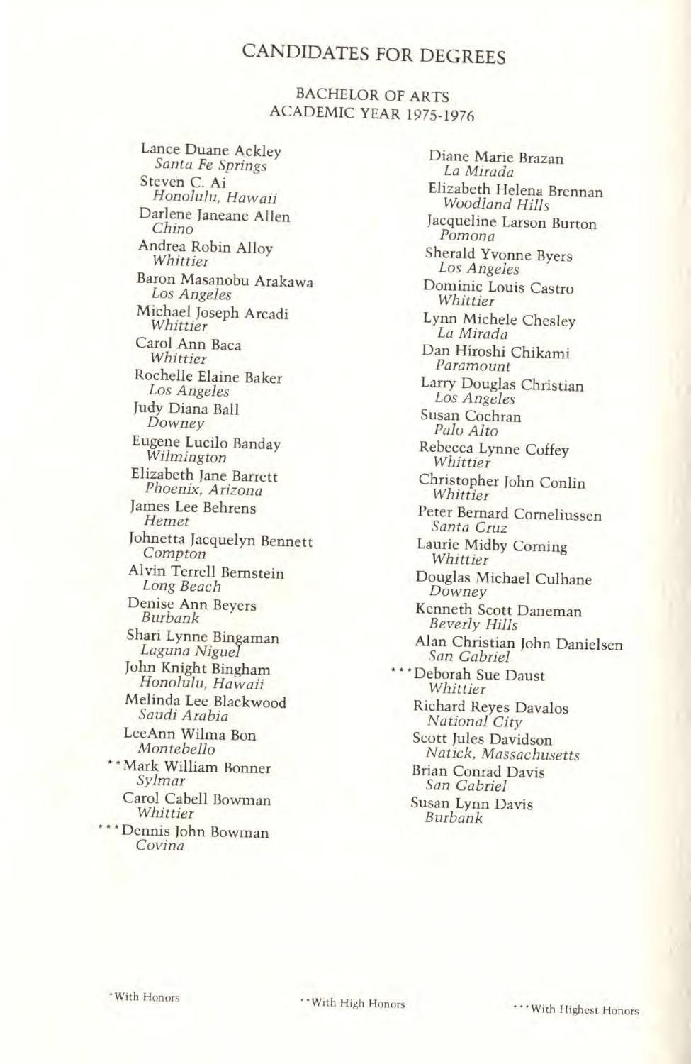# CANDIDATES FOR DEGREES

## BACHELOR OF ARTS
## ACADEMIC YEAR 1975-1976

Lance Duane Ackley
*Santa Fe Springs*

Steven C. Ai
*Honolulu, Hawaii*

Darlene Janeane Allen
*Chino*

Andrea Robin Alloy
*Whittier*

Baron Masanobu Arakawa
*Los Angeles*

Michael Joseph Arcadi
*Whittier*

Carol Ann Baca
*Whittier*

Rochelle Elaine Baker
*Los Angeles*

Judy Diana Ball
*Downey*

Eugene Lucilo Banday
*Wilmington*

Elizabeth Jane Barrett
*Phoenix, Arizona*

James Lee Behrens
*Hemet*

Johnetta Jacquelyn Bennett
*Compton*

Alvin Terrell Bernstein
*Long Beach*

Denise Ann Beyers
*Burbank*

Shari Lynne Bingaman
*Laguna Niguel*

John Knight Bingham
*Honolulu, Hawaii*

Melinda Lee Blackwood
*Saudi Arabia*

LeeAnn Wilma Bon
*Montebello*

**Mark William Bonner
*Sylmar*

Carol Cabell Bowman
*Whittier*

***Dennis John Bowman
*Covina*

Diane Marie Brazan
*La Mirada*

Elizabeth Helena Brennan
*Woodland Hills*

Jacqueline Larson Burton
*Pomona*

Sherald Yvonne Byers
*Los Angeles*

Dominic Louis Castro
*Whittier*

Lynn Michele Chesley
*La Mirada*

Dan Hiroshi Chikami
*Paramount*

Larry Douglas Christian
*Los Angeles*

Susan Cochran
*Palo Alto*

Rebecca Lynne Coffey
*Whittier*

Christopher John Conlin
*Whittier*

Peter Bernard Corneliussen
*Santa Cruz*

Laurie Midby Corning
*Whittier*

Douglas Michael Culhane
*Downey*

Kenneth Scott Daneman
*Beverly Hills*

Alan Christian John Danielsen
*San Gabriel*

***Deborah Sue Daust
*Whittier*

Richard Reyes Davalos
*National City*

Scott Jules Davidson
*Natick, Massachusetts*

Brian Conrad Davis
*San Gabriel*

Susan Lynn Davis
*Burbank*

*With Honors  **With High Honors  ***With Highest Honors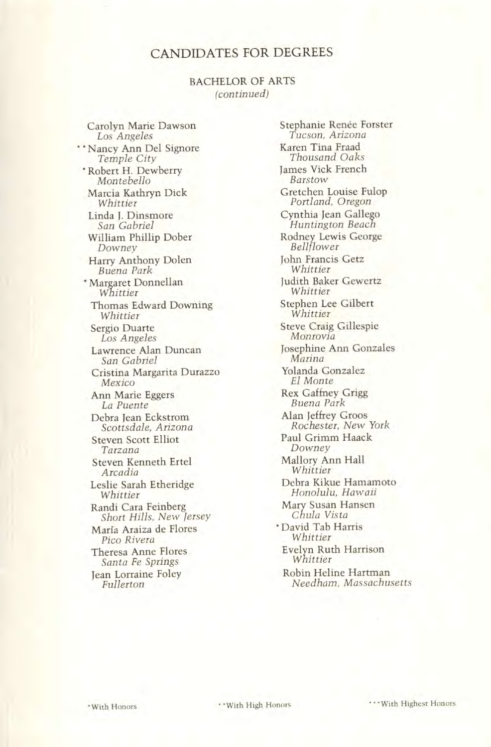## CANDIDATES FOR DEGREES

### BACHELOR OF ARTS
*(continued)*

Carolyn Marie Dawson
*Los Angeles*

**Nancy Ann Del Signore
*Temple City*

*Robert H. Dewberry
*Montebello*

Marcia Kathryn Dick
*Whittier*

Linda J. Dinsmore
*San Gabriel*

William Phillip Dober
*Downey*

Harry Anthony Dolen
*Buena Park*

*Margaret Donnellan
*Whittier*

Thomas Edward Downing
*Whittier*

Sergio Duarte
*Los Angeles*

Lawrence Alan Duncan
*San Gabriel*

Cristina Margarita Durazzo
*Mexico*

Ann Marie Eggers
*La Puente*

Debra Jean Eckstrom
*Scottsdale, Arizona*

Steven Scott Elliot
*Tarzana*

Steven Kenneth Ertel
*Arcadia*

Leslie Sarah Etheridge
*Whittier*

Randi Cara Feinberg
*Short Hills, New Jersey*

María Araiza de Flores
*Pico Rivera*

Theresa Anne Flores
*Santa Fe Springs*

Jean Lorraine Foley
*Fullerton*

Stephanie Renée Forster
*Tucson, Arizona*

Karen Tina Fraad
*Thousand Oaks*

James Vick French
*Barstow*

Gretchen Louise Fulop
*Portland, Oregon*

Cynthia Jean Gallego
*Huntington Beach*

Rodney Lewis George
*Bellflower*

John Francis Getz
*Whittier*

Judith Baker Gewertz
*Whittier*

Stephen Lee Gilbert
*Whittier*

Steve Craig Gillespie
*Monrovia*

Josephine Ann Gonzales
*Marina*

Yolanda Gonzalez
*El Monte*

Rex Gaffney Grigg
*Buena Park*

Alan Jeffrey Groos
*Rochester, New York*

Paul Grimm Haack
*Downey*

Mallory Ann Hall
*Whittier*

Debra Kikue Hamamoto
*Honolulu, Hawaii*

Mary Susan Hansen
*Chula Vista*

*David Tab Harris
*Whittier*

Evelyn Ruth Harrison
*Whittier*

Robin Heline Hartman
*Needham, Massachusetts*

*With Honors &nbsp;&nbsp;&nbsp; **With High Honors &nbsp;&nbsp;&nbsp; ***With Highest Honors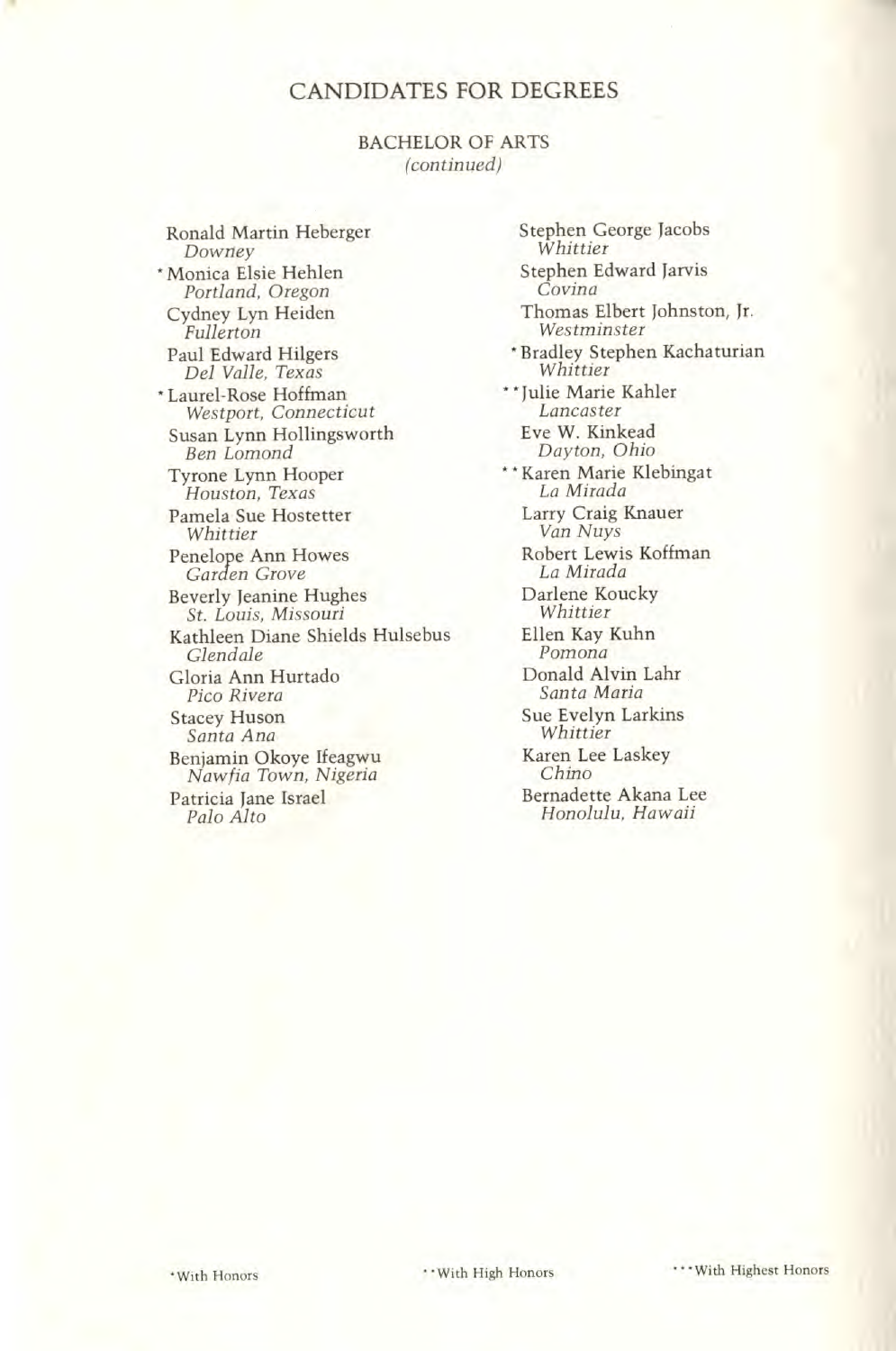## CANDIDATES FOR DEGREES

### BACHELOR OF ARTS
*(continued)*

Ronald Martin Heberger
*Downey*

*Monica Elsie Hehlen
*Portland, Oregon*

Cydney Lyn Heiden
*Fullerton*

Paul Edward Hilgers
*Del Valle, Texas*

*Laurel-Rose Hoffman
*Westport, Connecticut*

Susan Lynn Hollingsworth
*Ben Lomond*

Tyrone Lynn Hooper
*Houston, Texas*

Pamela Sue Hostetter
*Whittier*

Penelope Ann Howes
*Garden Grove*

Beverly Jeanine Hughes
*St. Louis, Missouri*

Kathleen Diane Shields Hulsebus
*Glendale*

Gloria Ann Hurtado
*Pico Rivera*

Stacey Huson
*Santa Ana*

Benjamin Okoye Ifeagwu
*Nawfia Town, Nigeria*

Patricia Jane Israel
*Palo Alto*

Stephen George Jacobs
*Whittier*

Stephen Edward Jarvis
*Covina*

Thomas Elbert Johnston, Jr.
*Westminster*

*Bradley Stephen Kachaturian
*Whittier*

**Julie Marie Kahler
*Lancaster*

Eve W. Kinkead
*Dayton, Ohio*

**Karen Marie Klebingat
*La Mirada*

Larry Craig Knauer
*Van Nuys*

Robert Lewis Koffman
*La Mirada*

Darlene Koucky
*Whittier*

Ellen Kay Kuhn
*Pomona*

Donald Alvin Lahr
*Santa Maria*

Sue Evelyn Larkins
*Whittier*

Karen Lee Laskey
*Chino*

Bernadette Akana Lee
*Honolulu, Hawaii*

*With Honors  **With High Honors  ***With Highest Honors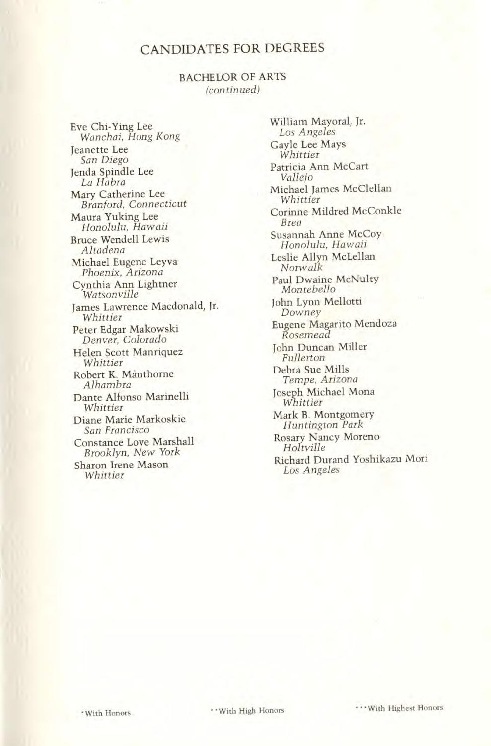# CANDIDATES FOR DEGREES

## BACHELOR OF ARTS
*(continued)*

Eve Chi-Ying Lee
*Wanchai, Hong Kong*

Jeanette Lee
*San Diego*

Jenda Spindle Lee
*La Habra*

Mary Catherine Lee
*Branford, Connecticut*

Maura Yuking Lee
*Honolulu, Hawaii*

Bruce Wendell Lewis
*Altadena*

Michael Eugene Leyva
*Phoenix, Arizona*

Cynthia Ann Lightner
*Watsonville*

James Lawrence Macdonald, Jr.
*Whittier*

Peter Edgar Makowski
*Denver, Colorado*

Helen Scott Manriquez
*Whittier*

Robert K. Mànthorne
*Alhambra*

Dante Alfonso Marinelli
*Whittier*

Diane Marie Markoskie
*San Francisco*

Constance Love Marshall
*Brooklyn, New York*

Sharon Irene Mason
*Whittier*

William Mayoral, Jr.
*Los Angeles*

Gayle Lee Mays
*Whittier*

Patricia Ann McCart
*Vallejo*

Michael James McClellan
*Whittier*

Corinne Mildred McConkle
*Brea*

Susannah Anne McCoy
*Honolulu, Hawaii*

Leslie Allyn McLellan
*Norwalk*

Paul Dwaine McNulty
*Montebello*

John Lynn Mellotti
*Downey*

Eugene Magarito Mendoza
*Rosemead*

John Duncan Miller
*Fullerton*

Debra Sue Mills
*Tempe, Arizona*

Joseph Michael Mona
*Whittier*

Mark B. Montgomery
*Huntington Park*

Rosary Nancy Moreno
*Holtville*

Richard Durand Yoshikazu Mori
*Los Angeles*

*With Honors &nbsp;&nbsp;&nbsp; **With High Honors &nbsp;&nbsp;&nbsp; ***With Highest Honors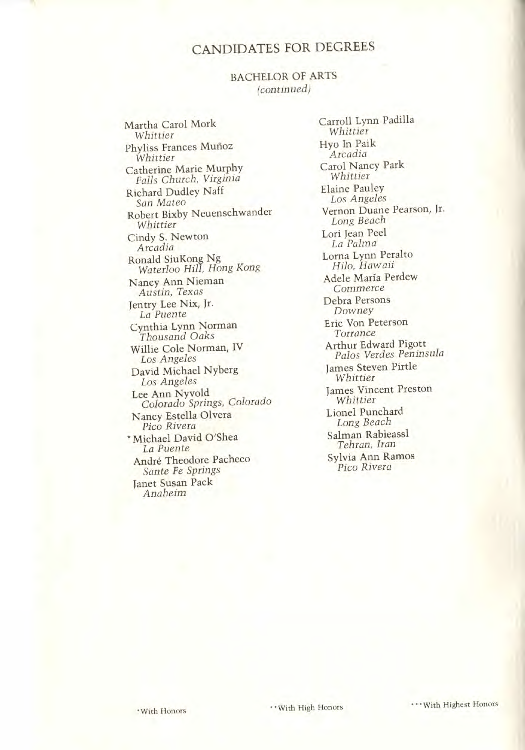# CANDIDATES FOR DEGREES

## BACHELOR OF ARTS
*(continued)*

Martha Carol Mork
*Whittier*

Phyliss Frances Muñoz
*Whittier*

Catherine Marie Murphy
*Falls Church, Virginia*

Richard Dudley Naff
*San Mateo*

Robert Bixby Neuenschwander
*Whittier*

Cindy S. Newton
*Arcadia*

Ronald SiuKong Ng
*Waterloo Hill, Hong Kong*

Nancy Ann Nieman
*Austin, Texas*

Jentry Lee Nix, Jr.
*La Puente*

Cynthia Lynn Norman
*Thousand Oaks*

Willie Cole Norman, IV
*Los Angeles*

David Michael Nyberg
*Los Angeles*

Lee Ann Nyvold
*Colorado Springs, Colorado*

Nancy Estella Olvera
*Pico Rivera*

*Michael David O'Shea
*La Puente*

André Theodore Pacheco
*Sante Fe Springs*

Janet Susan Pack
*Anaheim*

Carroll Lynn Padilla
*Whittier*

Hyo In Paik
*Arcadia*

Carol Nancy Park
*Whittier*

Elaine Pauley
*Los Angeles*

Vernon Duane Pearson, Jr.
*Long Beach*

Lori Jean Peel
*La Palma*

Lorna Lynn Peralto
*Hilo, Hawaii*

Adele Maria Perdew
*Commerce*

Debra Persons
*Downey*

Eric Von Peterson
*Torrance*

Arthur Edward Pigott
*Palos Verdes Peninsula*

James Steven Pirtle
*Whittier*

James Vincent Preston
*Whittier*

Lionel Punchard
*Long Beach*

Salman Rabieassl
*Tehran, Iran*

Sylvia Ann Ramos
*Pico Rivera*

*With Honors  **With High Honors  ***With Highest Honors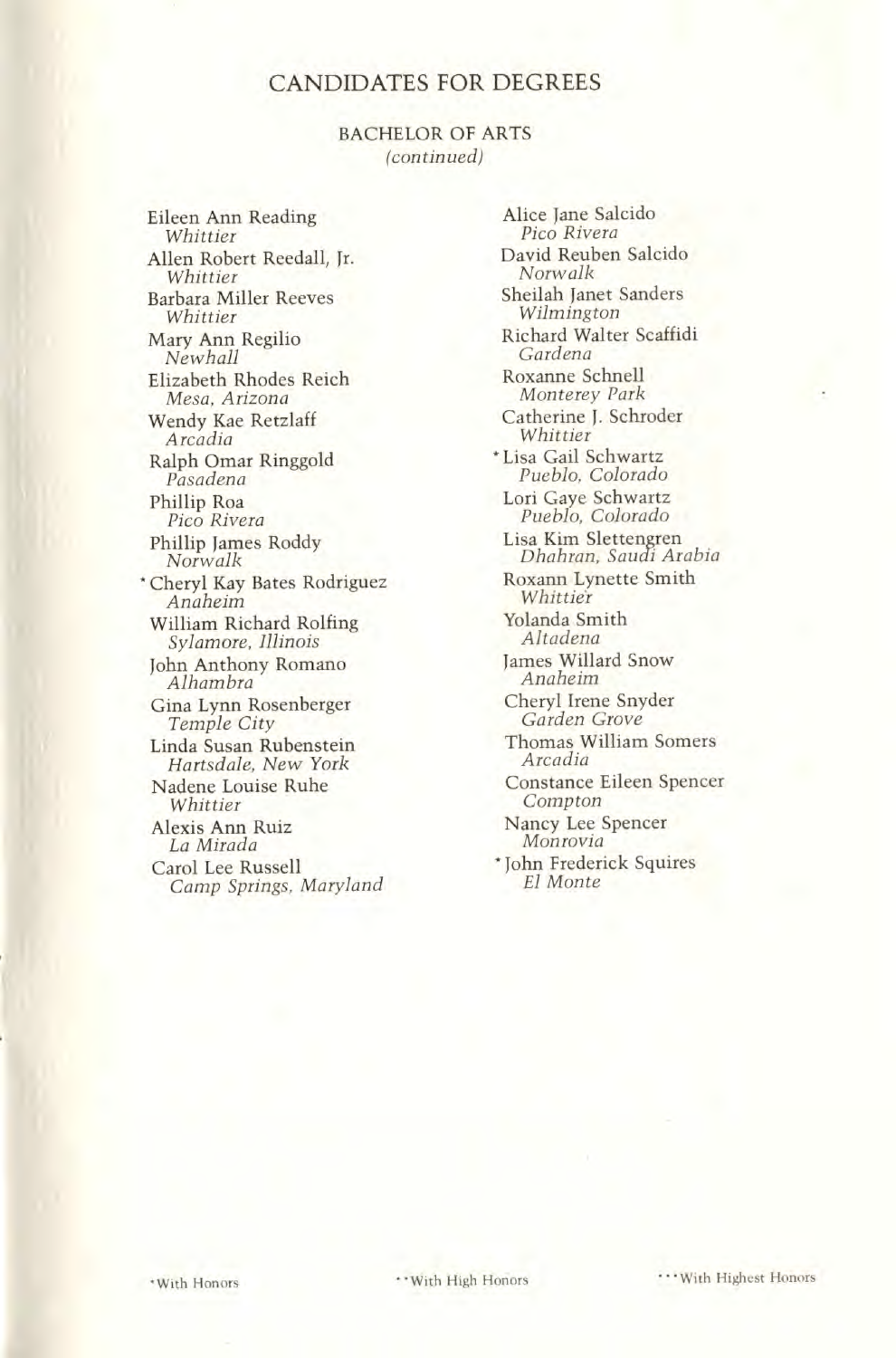## CANDIDATES FOR DEGREES

### BACHELOR OF ARTS
*(continued)*

Eileen Ann Reading
*Whittier*

Allen Robert Reedall, Jr.
*Whittier*

Barbara Miller Reeves
*Whittier*

Mary Ann Regilio
*Newhall*

Elizabeth Rhodes Reich
*Mesa, Arizona*

Wendy Kae Retzlaff
*Arcadia*

Ralph Omar Ringgold
*Pasadena*

Phillip Roa
*Pico Rivera*

Phillip James Roddy
*Norwalk*

*Cheryl Kay Bates Rodriguez
*Anaheim*

William Richard Rolfing
*Sylamore, Illinois*

John Anthony Romano
*Alhambra*

Gina Lynn Rosenberger
*Temple City*

Linda Susan Rubenstein
*Hartsdale, New York*

Nadene Louise Ruhe
*Whittier*

Alexis Ann Ruiz
*La Mirada*

Carol Lee Russell
*Camp Springs, Maryland*

Alice Jane Salcido
*Pico Rivera*

David Reuben Salcido
*Norwalk*

Sheilah Janet Sanders
*Wilmington*

Richard Walter Scaffidi
*Gardena*

Roxanne Schnell
*Monterey Park*

Catherine J. Schroder
*Whittier*

*Lisa Gail Schwartz
*Pueblo, Colorado*

Lori Gaye Schwartz
*Pueblo, Colorado*

Lisa Kim Slettengren
*Dhahran, Saudi Arabia*

Roxann Lynette Smith
*Whittier*

Yolanda Smith
*Altadena*

James Willard Snow
*Anaheim*

Cheryl Irene Snyder
*Garden Grove*

Thomas William Somers
*Arcadia*

Constance Eileen Spencer
*Compton*

Nancy Lee Spencer
*Monrovia*

*John Frederick Squires
*El Monte*

*With Honors **With High Honors ***With Highest Honors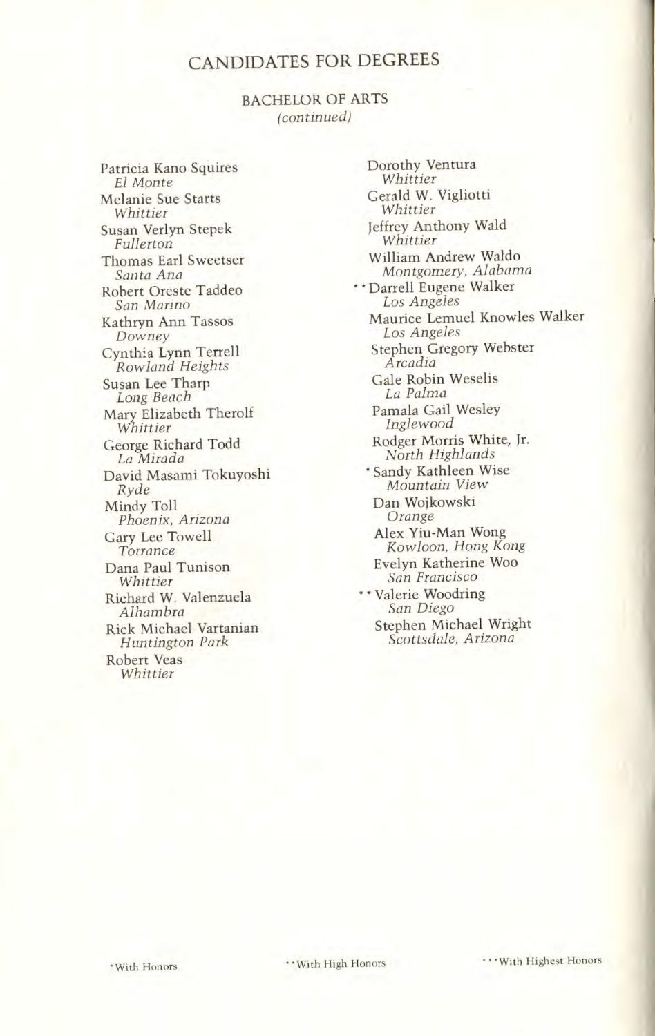# CANDIDATES FOR DEGREES

## BACHELOR OF ARTS
*(continued)*

Patricia Kano Squires
*El Monte*

Melanie Sue Starts
*Whittier*

Susan Verlyn Stepek
*Fullerton*

Thomas Earl Sweetser
*Santa Ana*

Robert Oreste Taddeo
*San Marino*

Kathryn Ann Tassos
*Downey*

Cynthia Lynn Terrell
*Rowland Heights*

Susan Lee Tharp
*Long Beach*

Mary Elizabeth Therolf
*Whittier*

George Richard Todd
*La Mirada*

David Masami Tokuyoshi
*Ryde*

Mindy Toll
*Phoenix, Arizona*

Gary Lee Towell
*Torrance*

Dana Paul Tunison
*Whittier*

Richard W. Valenzuela
*Alhambra*

Rick Michael Vartanian
*Huntington Park*

Robert Veas
*Whittier*

Dorothy Ventura
*Whittier*

Gerald W. Vigliotti
*Whittier*

Jeffrey Anthony Wald
*Whittier*

William Andrew Waldo
*Montgomery, Alabama*

\*\*Darrell Eugene Walker
*Los Angeles*

Maurice Lemuel Knowles Walker
*Los Angeles*

Stephen Gregory Webster
*Arcadia*

Gale Robin Weselis
*La Palma*

Pamala Gail Wesley
*Inglewood*

Rodger Morris White, Jr.
*North Highlands*

\*Sandy Kathleen Wise
*Mountain View*

Dan Wojkowski
*Orange*

Alex Yiu-Man Wong
*Kowloon, Hong Kong*

Evelyn Katherine Woo
*San Francisco*

\*\*Valerie Woodring
*San Diego*

Stephen Michael Wright
*Scottsdale, Arizona*

\*With Honors &nbsp;&nbsp;&nbsp; \*\*With High Honors &nbsp;&nbsp;&nbsp; \*\*\*With Highest Honors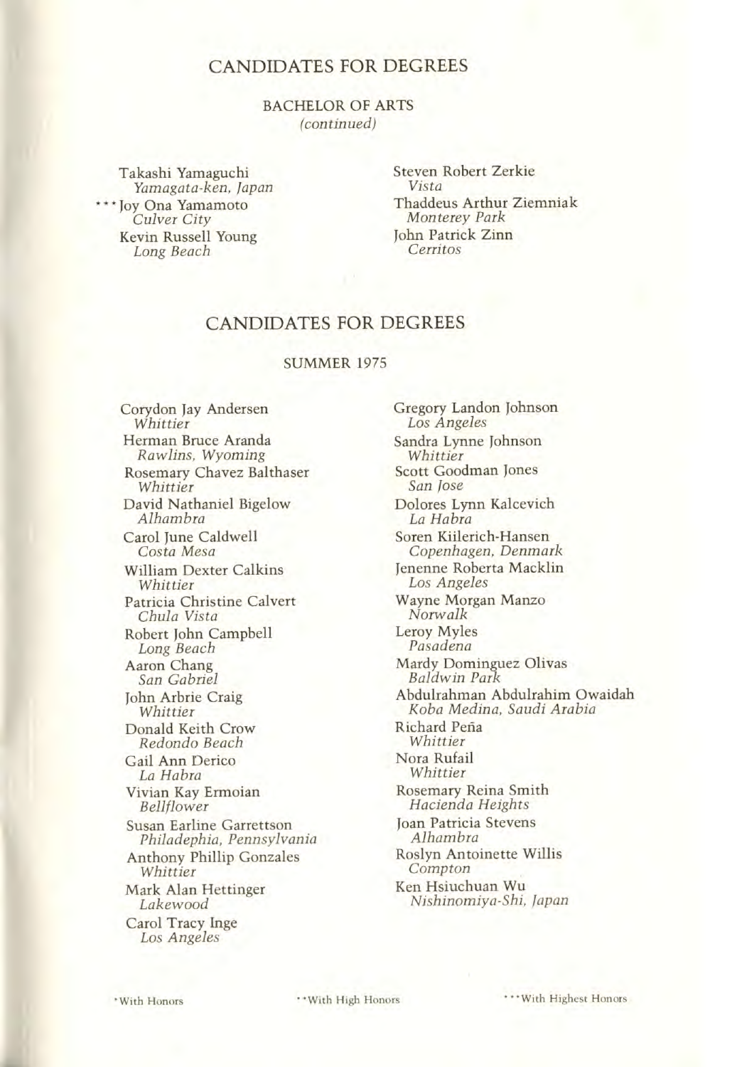# CANDIDATES FOR DEGREES

## BACHELOR OF ARTS
*(continued)*

Takashi Yamaguchi
*Yamagata-ken, Japan*

***Joy Ona Yamamoto
*Culver City*

Kevin Russell Young
*Long Beach*

Steven Robert Zerkie
*Vista*

Thaddeus Arthur Ziemniak
*Monterey Park*

John Patrick Zinn
*Cerritos*

# CANDIDATES FOR DEGREES

## SUMMER 1975

Corydon Jay Andersen
*Whittier*

Herman Bruce Aranda
*Rawlins, Wyoming*

Rosemary Chavez Balthaser
*Whittier*

David Nathaniel Bigelow
*Alhambra*

Carol June Caldwell
*Costa Mesa*

William Dexter Calkins
*Whittier*

Patricia Christine Calvert
*Chula Vista*

Robert John Campbell
*Long Beach*

Aaron Chang
*San Gabriel*

John Arbrie Craig
*Whittier*

Donald Keith Crow
*Redondo Beach*

Gail Ann Derico
*La Habra*

Vivian Kay Ermoian
*Bellflower*

Susan Earline Garrettson
*Philadephia, Pennsylvania*

Anthony Phillip Gonzales
*Whittier*

Mark Alan Hettinger
*Lakewood*

Carol Tracy Inge
*Los Angeles*

Gregory Landon Johnson
*Los Angeles*

Sandra Lynne Johnson
*Whittier*

Scott Goodman Jones
*San Jose*

Dolores Lynn Kalcevich
*La Habra*

Soren Kiilerich-Hansen
*Copenhagen, Denmark*

Jenenne Roberta Macklin
*Los Angeles*

Wayne Morgan Manzo
*Norwalk*

Leroy Myles
*Pasadena*

Mardy Dominguez Olivas
*Baldwin Park*

Abdulrahman Abdulrahim Owaidah
*Koba Medina, Saudi Arabia*

Richard Peña
*Whittier*

Nora Rufail
*Whittier*

Rosemary Reina Smith
*Hacienda Heights*

Joan Patricia Stevens
*Alhambra*

Roslyn Antoinette Willis
*Compton*

Ken Hsiuchuan Wu
*Nishinomiya-Shi, Japan*

*With Honors  **With High Honors  ***With Highest Honors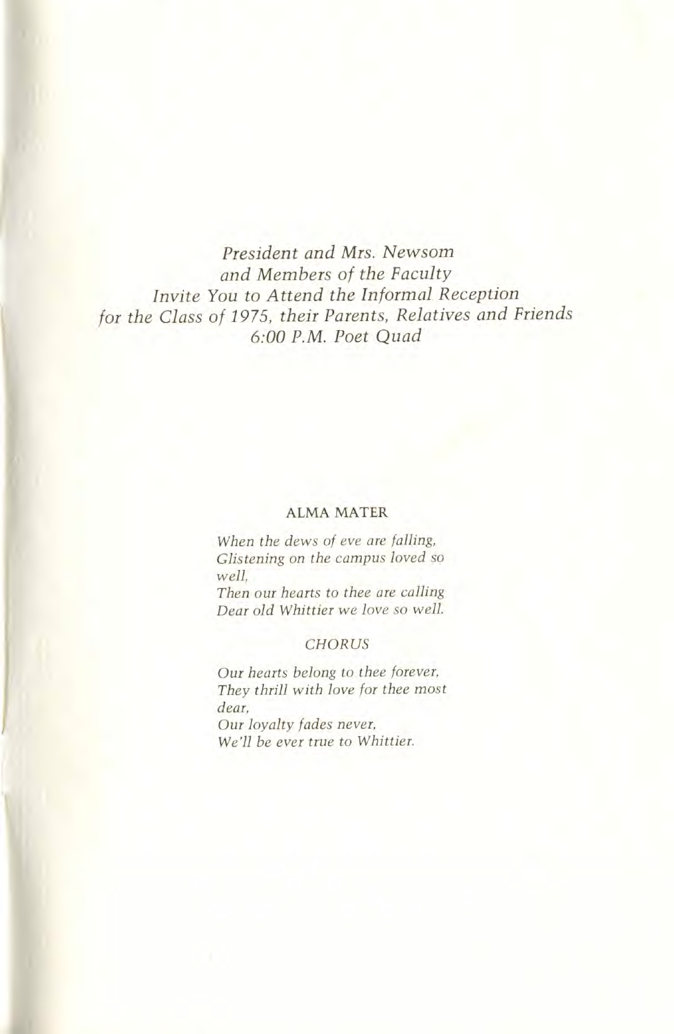*President and Mrs. Newsom*
*and Members of the Faculty*
*Invite You to Attend the Informal Reception*
*for the Class of 1975, their Parents, Relatives and Friends*
*6:00 P.M. Poet Quad*

## ALMA MATER

*When the dews of eve are falling,*
*Glistening on the campus loved so well,*
*Then our hearts to thee are calling*
*Dear old Whittier we love so well.*

*CHORUS*

*Our hearts belong to thee forever,*
*They thrill with love for thee most dear,*
*Our loyalty fades never,*
*We'll be ever true to Whittier.*